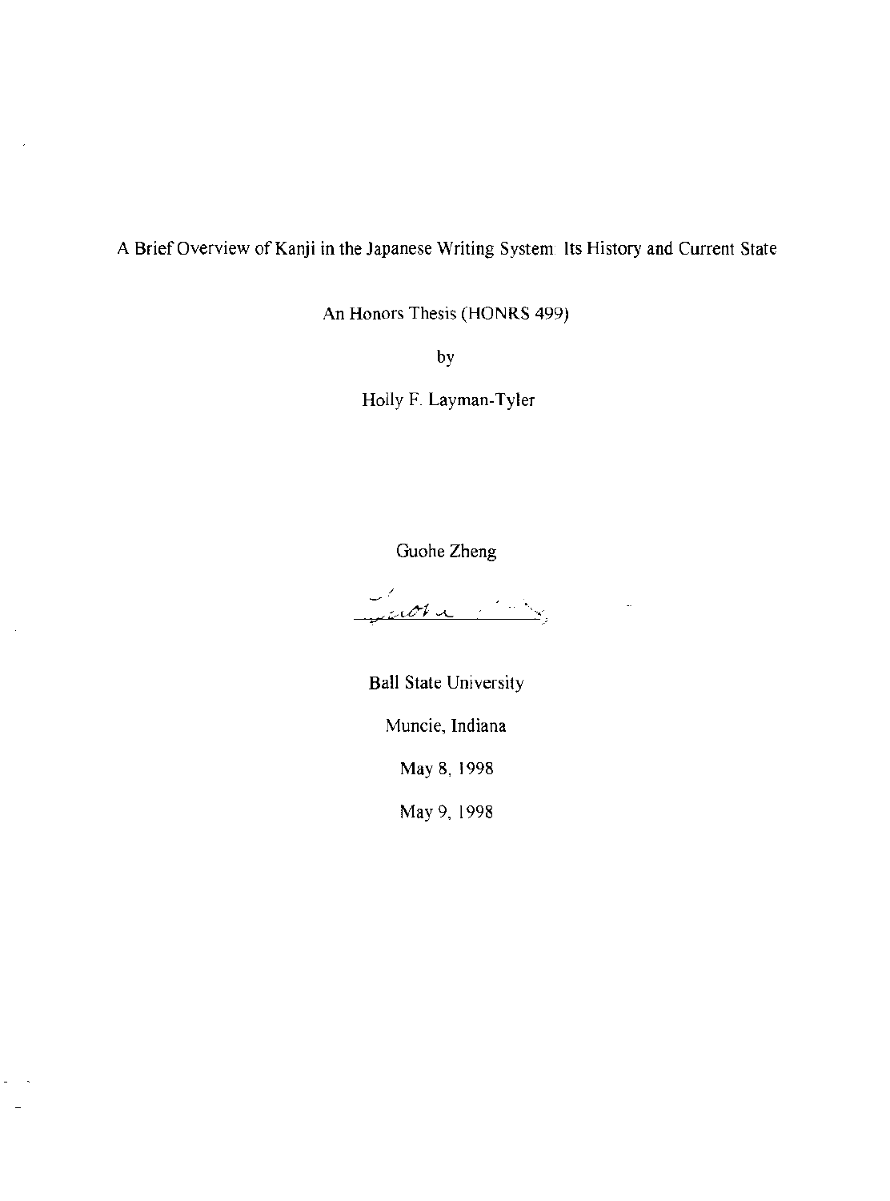# A Brief Overview of Kanji in the Japanese Writing System: Its History and Current State

An Honors Thesis (HONRS 499)

by

Holly F. Layman-Tyler

Guohe Zheng

Ball State University

Muncie, Indiana

May 8, 1998

May 9, 1998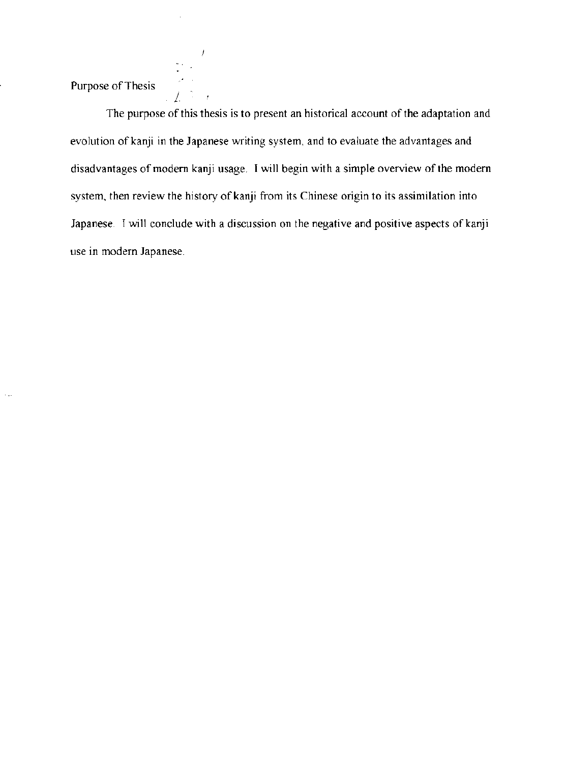## Purpose of Thesis

The purpose of this thesis is to present an historical account of the adaptation and evolution of kanji in the Japanese writing system, and to evaluate the advantages and disadvantages of modern kanji usage. I will begin with a simple overview of the modern system, then review the history of kanji from its Chinese origin to its assimilation into Japanese. I will conclude with a discussion on the negative and positive aspects of kanji use in modern Japanese.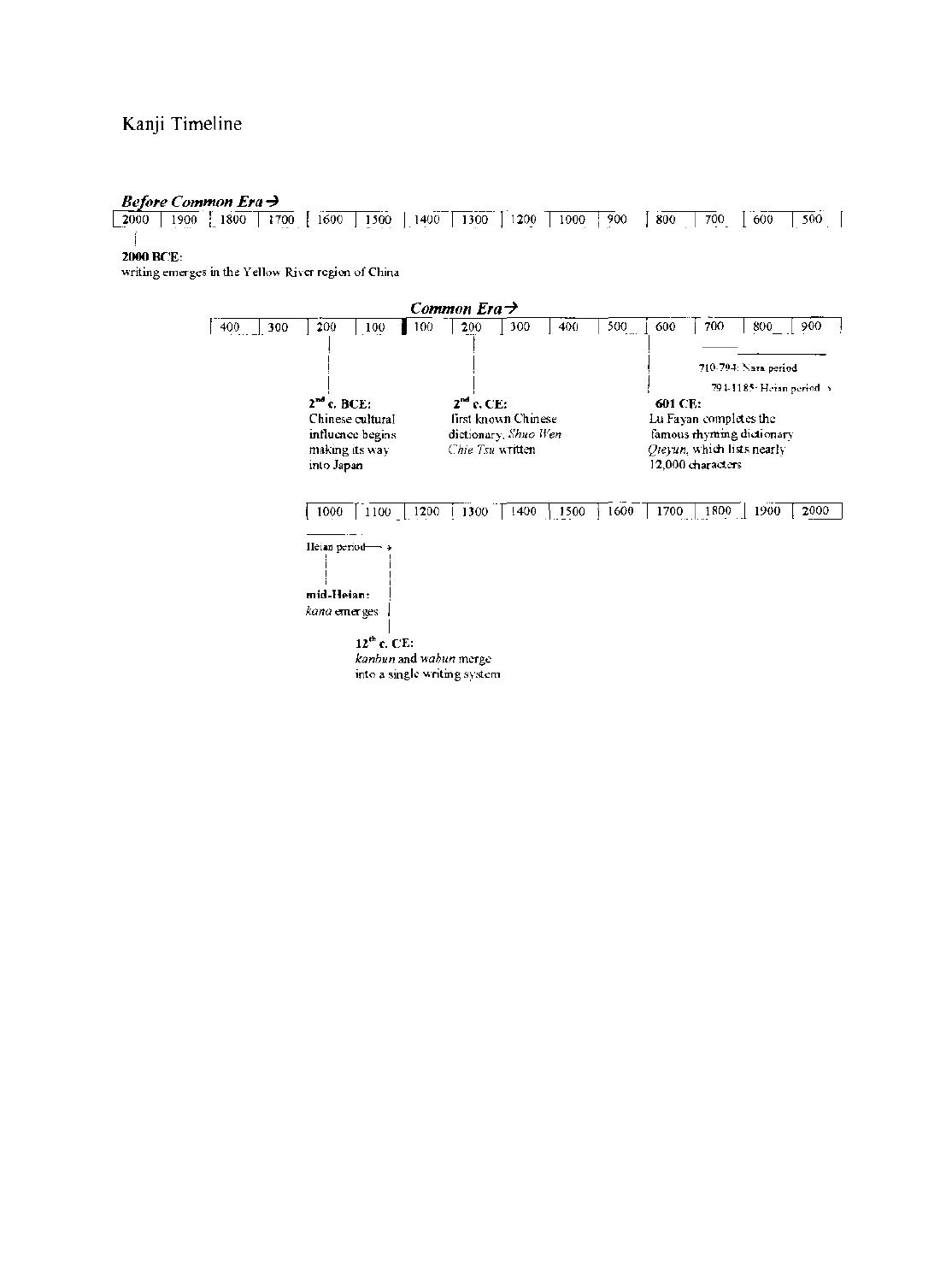Kanji Timeline

***Before Common Era →***

| 2000 | 1900 | 1800 | 1700 | 1600 | 1500 | 1400 | 1300 | 1200 | 1000 | 900 | 800 | 700 | 600 | 500 |
|---|---|---|---|---|---|---|---|---|---|---|---|---|---|---|

**2000 BCE**:
writing emerges in the Yellow River region of China

***Common Era →***

| 400 | 300 | 200 | 100 | 100 | 200 | 300 | 400 | 500 | 600 | 700 | 800 | 900 |
|---|---|---|---|---|---|---|---|---|---|---|---|---|

710-794: Nara period

794-1185: Heian period →

**2nd c. BCE:**
Chinese cultural influence begins making its way into Japan

**2nd c. CE:**
first known Chinese dictionary, *Shuo Wen Chie Tsu* written

**601 CE:**
Lu Fayan completes the famous rhyming dictionary *Qieyun*, which lists nearly 12,000 characters

| 1000 | 1100 | 1200 | 1300 | 1400 | 1500 | 1600 | 1700 | 1800 | 1900 | 2000 |
|---|---|---|---|---|---|---|---|---|---|---|

Heian period →

**mid-Heian:**
*kana* emerges

**12th c. CE:**
*kanbun* and *wabun* merge into a single writing system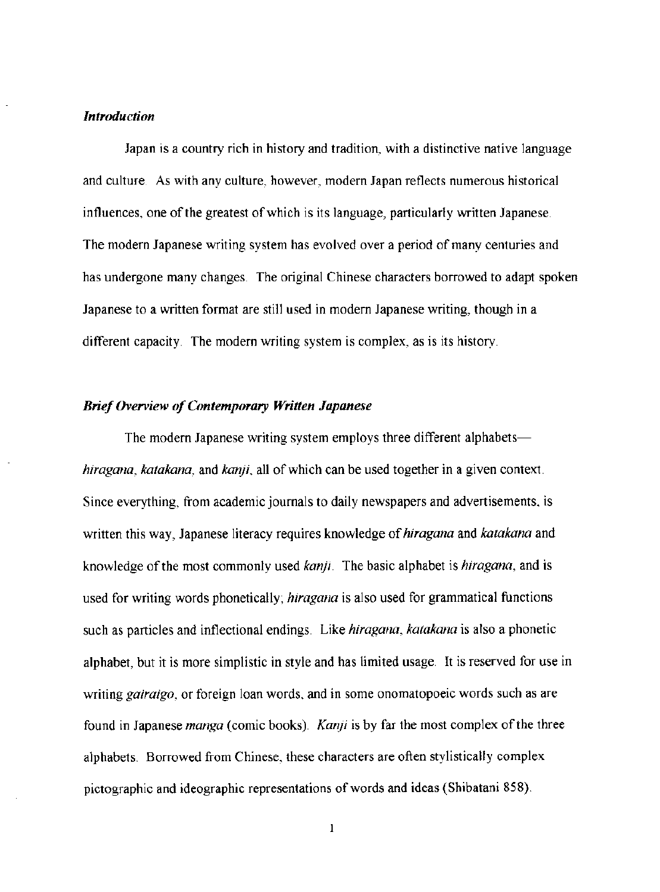### *Introduction*

Japan is a country rich in history and tradition, with a distinctive native language and culture. As with any culture, however, modern Japan reflects numerous historical influences, one of the greatest of which is its language, particularly written Japanese. The modern Japanese writing system has evolved over a period of many centuries and has undergone many changes. The original Chinese characters borrowed to adapt spoken Japanese to a written format are still used in modern Japanese writing, though in a different capacity. The modern writing system is complex, as is its history.

### *Brief Overview of Contemporary Written Japanese*

The modern Japanese writing system employs three different alphabets—*hiragana*, *katakana*, and *kanji*, all of which can be used together in a given context. Since everything, from academic journals to daily newspapers and advertisements, is written this way, Japanese literacy requires knowledge of *hiragana* and *katakana* and knowledge of the most commonly used *kanji*. The basic alphabet is *hiragana*, and is used for writing words phonetically; *hiragana* is also used for grammatical functions such as particles and inflectional endings. Like *hiragana*, *katakana* is also a phonetic alphabet, but it is more simplistic in style and has limited usage. It is reserved for use in writing *gairaigo*, or foreign loan words, and in some onomatopoeic words such as are found in Japanese *manga* (comic books). *Kanji* is by far the most complex of the three alphabets. Borrowed from Chinese, these characters are often stylistically complex pictographic and ideographic representations of words and ideas (Shibatani 858).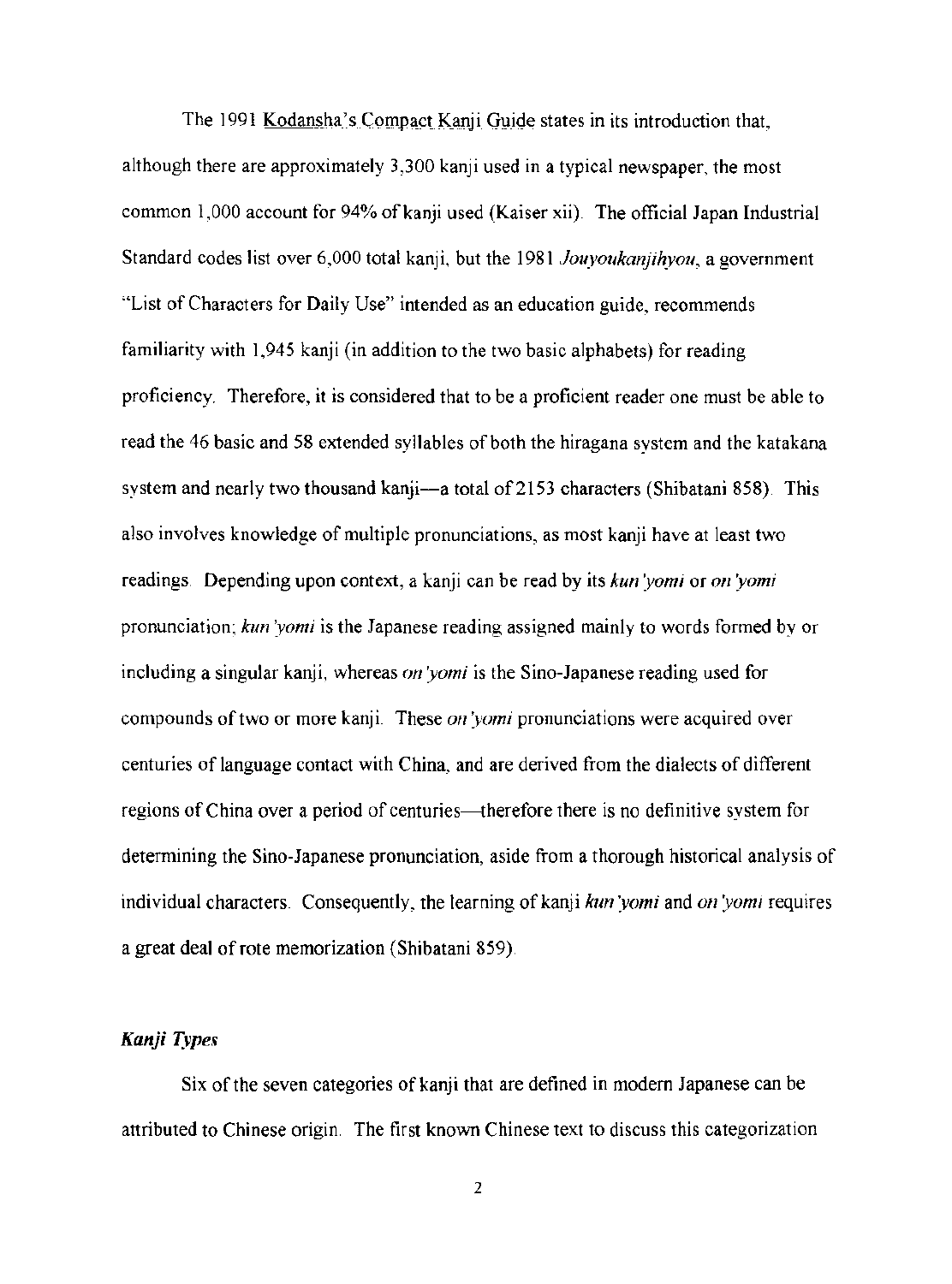The 1991 Kodansha's Compact Kanji Guide states in its introduction that, although there are approximately 3,300 kanji used in a typical newspaper, the most common 1,000 account for 94% of kanji used (Kaiser xii). The official Japan Industrial Standard codes list over 6,000 total kanji, but the 1981 *Jouyoukanjihyou*, a government "List of Characters for Daily Use" intended as an education guide, recommends familiarity with 1,945 kanji (in addition to the two basic alphabets) for reading proficiency. Therefore, it is considered that to be a proficient reader one must be able to read the 46 basic and 58 extended syllables of both the hiragana system and the katakana system and nearly two thousand kanji—a total of 2153 characters (Shibatani 858). This also involves knowledge of multiple pronunciations, as most kanji have at least two readings. Depending upon context, a kanji can be read by its *kun'yomi* or *on'yomi* pronunciation; *kun'yomi* is the Japanese reading assigned mainly to words formed by or including a singular kanji, whereas *on'yomi* is the Sino-Japanese reading used for compounds of two or more kanji. These *on'yomi* pronunciations were acquired over centuries of language contact with China, and are derived from the dialects of different regions of China over a period of centuries—therefore there is no definitive system for determining the Sino-Japanese pronunciation, aside from a thorough historical analysis of individual characters. Consequently, the learning of kanji *kun'yomi* and *on'yomi* requires a great deal of rote memorization (Shibatani 859).

### *Kanji Types*

Six of the seven categories of kanji that are defined in modern Japanese can be attributed to Chinese origin. The first known Chinese text to discuss this categorization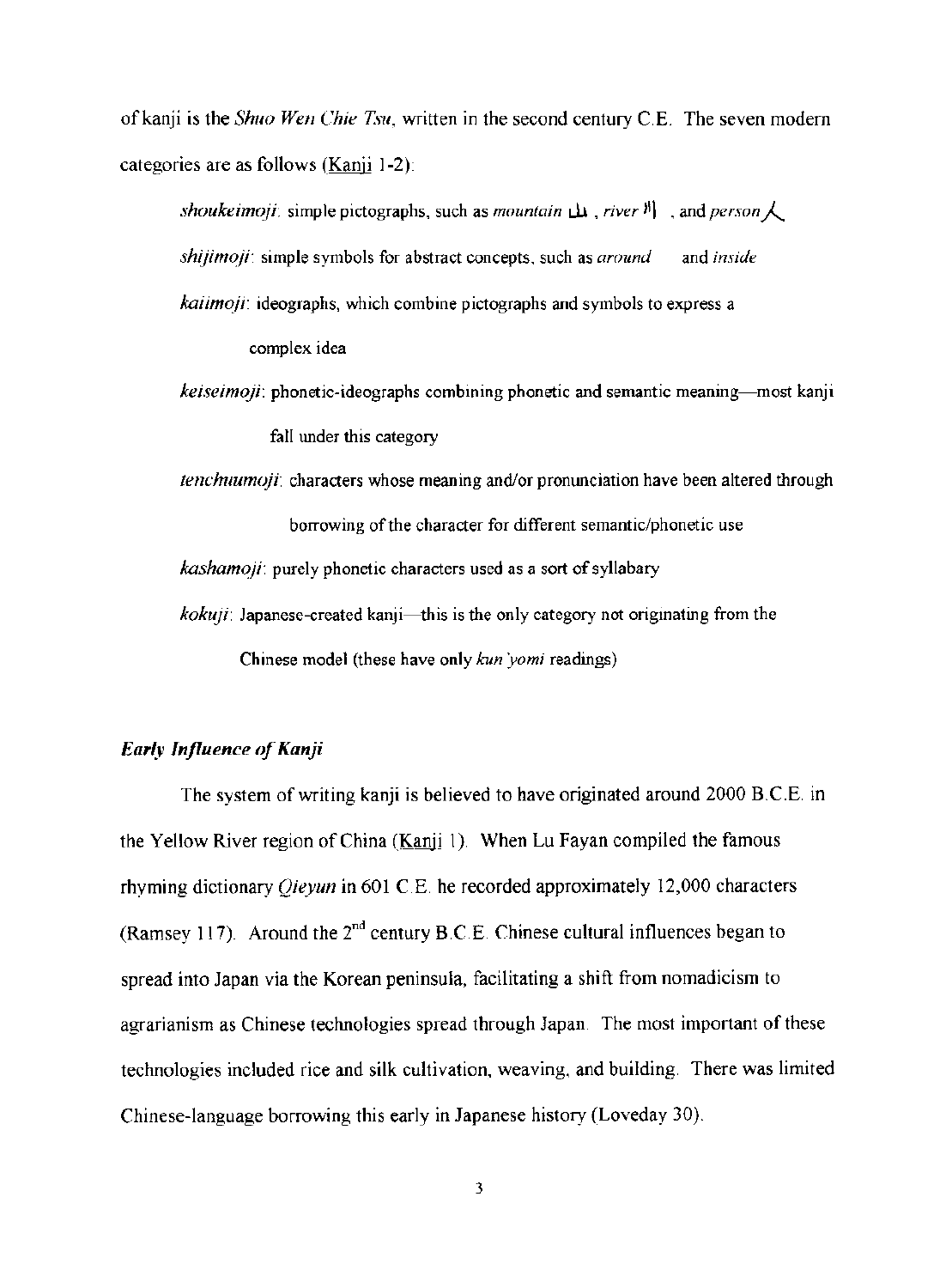of kanji is the *Shuo Wen Chie Tsu*, written in the second century C.E. The seven modern categories are as follows (Kanji 1-2):

*shoukeimoji*: simple pictographs, such as *mountain* 山 , *river* 川 , and *person* 人

*shijimoji*: simple symbols for abstract concepts, such as *around* and *inside*

*kaiimoji*: ideographs, which combine pictographs and symbols to express a complex idea

*keiseimoji*: phonetic-ideographs combining phonetic and semantic meaning—most kanji fall under this category

*tenchuumoji*: characters whose meaning and/or pronunciation have been altered through borrowing of the character for different semantic/phonetic use

*kashamoji*: purely phonetic characters used as a sort of syllabary

*kokuji*: Japanese-created kanji—this is the only category not originating from the Chinese model (these have only *kun'yomi* readings)

### *Early Influence of Kanji*

The system of writing kanji is believed to have originated around 2000 B.C.E. in the Yellow River region of China (Kanji 1). When Lu Fayan compiled the famous rhyming dictionary *Qieyun* in 601 C.E. he recorded approximately 12,000 characters (Ramsey 117). Around the 2nd century B.C.E. Chinese cultural influences began to spread into Japan via the Korean peninsula, facilitating a shift from nomadicism to agrarianism as Chinese technologies spread through Japan. The most important of these technologies included rice and silk cultivation, weaving, and building. There was limited Chinese-language borrowing this early in Japanese history (Loveday 30).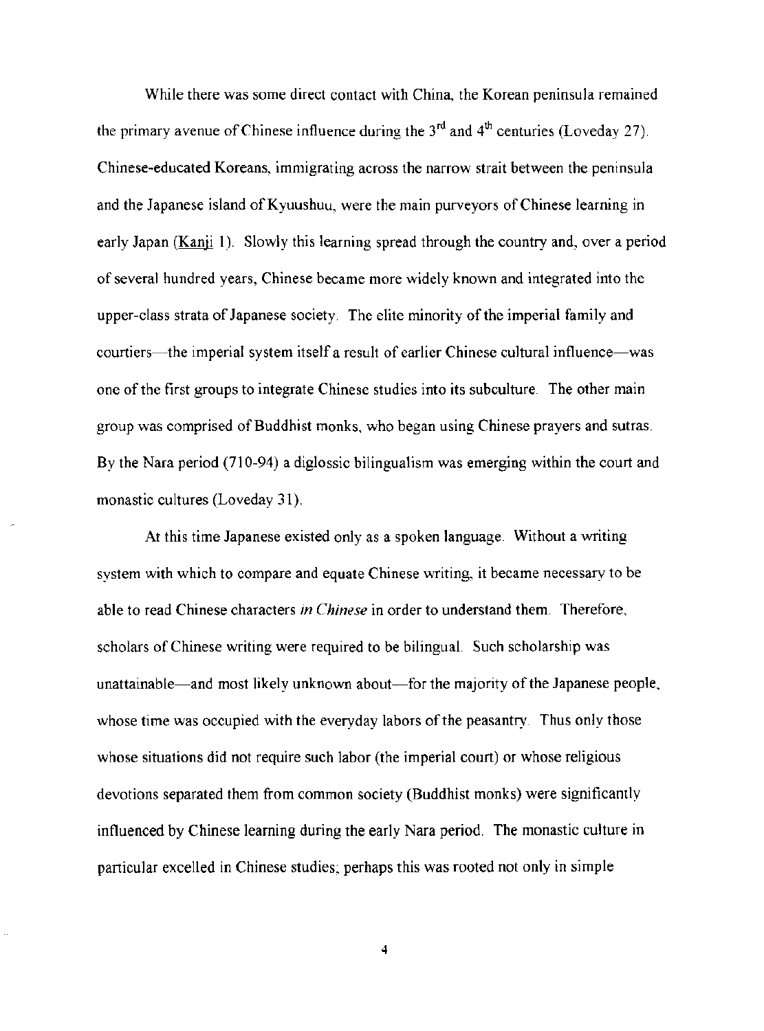While there was some direct contact with China, the Korean peninsula remained the primary avenue of Chinese influence during the 3rd and 4th centuries (Loveday 27). Chinese-educated Koreans, immigrating across the narrow strait between the peninsula and the Japanese island of Kyuushuu, were the main purveyors of Chinese learning in early Japan (Kanji 1). Slowly this learning spread through the country and, over a period of several hundred years, Chinese became more widely known and integrated into the upper-class strata of Japanese society. The elite minority of the imperial family and courtiers—the imperial system itself a result of earlier Chinese cultural influence—was one of the first groups to integrate Chinese studies into its subculture. The other main group was comprised of Buddhist monks, who began using Chinese prayers and sutras. By the Nara period (710-94) a diglossic bilingualism was emerging within the court and monastic cultures (Loveday 31).

At this time Japanese existed only as a spoken language. Without a writing system with which to compare and equate Chinese writing, it became necessary to be able to read Chinese characters *in Chinese* in order to understand them. Therefore, scholars of Chinese writing were required to be bilingual. Such scholarship was unattainable—and most likely unknown about—for the majority of the Japanese people, whose time was occupied with the everyday labors of the peasantry. Thus only those whose situations did not require such labor (the imperial court) or whose religious devotions separated them from common society (Buddhist monks) were significantly influenced by Chinese learning during the early Nara period. The monastic culture in particular excelled in Chinese studies; perhaps this was rooted not only in simple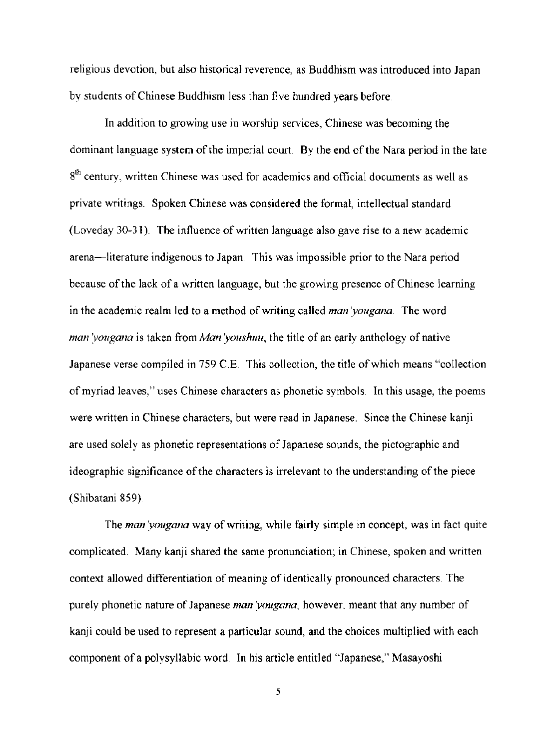religious devotion, but also historical reverence, as Buddhism was introduced into Japan by students of Chinese Buddhism less than five hundred years before.

In addition to growing use in worship services, Chinese was becoming the dominant language system of the imperial court. By the end of the Nara period in the late 8th century, written Chinese was used for academics and official documents as well as private writings. Spoken Chinese was considered the formal, intellectual standard (Loveday 30-31). The influence of written language also gave rise to a new academic arena—literature indigenous to Japan. This was impossible prior to the Nara period because of the lack of a written language, but the growing presence of Chinese learning in the academic realm led to a method of writing called *man'yougana*. The word *man'yougana* is taken from *Man'youshuu*, the title of an early anthology of native Japanese verse compiled in 759 C.E. This collection, the title of which means "collection of myriad leaves," uses Chinese characters as phonetic symbols. In this usage, the poems were written in Chinese characters, but were read in Japanese. Since the Chinese kanji are used solely as phonetic representations of Japanese sounds, the pictographic and ideographic significance of the characters is irrelevant to the understanding of the piece (Shibatani 859).

The *man'yougana* way of writing, while fairly simple in concept, was in fact quite complicated. Many kanji shared the same pronunciation; in Chinese, spoken and written context allowed differentiation of meaning of identically pronounced characters. The purely phonetic nature of Japanese *man'yougana*, however, meant that any number of kanji could be used to represent a particular sound, and the choices multiplied with each component of a polysyllabic word. In his article entitled "Japanese," Masayoshi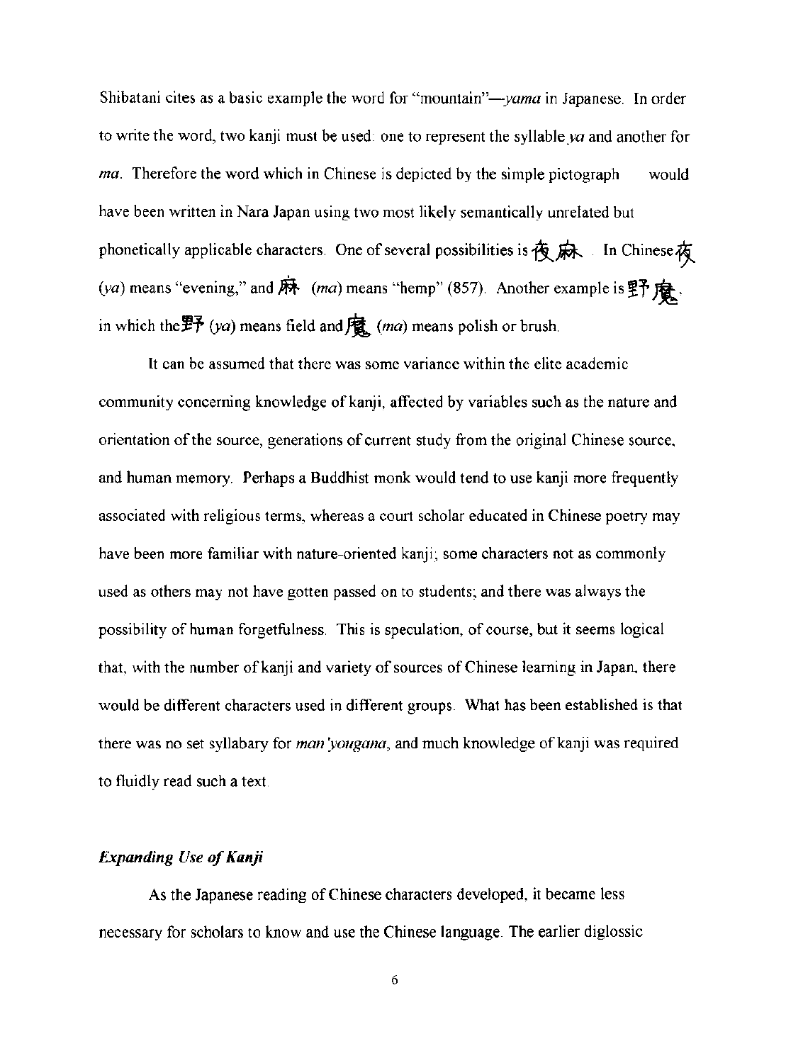Shibatani cites as a basic example the word for "mountain"—*yama* in Japanese. In order to write the word, two kanji must be used: one to represent the syllable *ya* and another for *ma*. Therefore the word which in Chinese is depicted by the simple pictograph would have been written in Nara Japan using two most likely semantically unrelated but phonetically applicable characters. One of several possibilities is 夜麻. In Chinese 夜 (*ya*) means "evening," and 麻 (*ma*) means "hemp" (857). Another example is 野磨, in which the 野 (*ya*) means field and 磨 (*ma*) means polish or brush.

It can be assumed that there was some variance within the elite academic community concerning knowledge of kanji, affected by variables such as the nature and orientation of the source, generations of current study from the original Chinese source, and human memory. Perhaps a Buddhist monk would tend to use kanji more frequently associated with religious terms, whereas a court scholar educated in Chinese poetry may have been more familiar with nature-oriented kanji; some characters not as commonly used as others may not have gotten passed on to students; and there was always the possibility of human forgetfulness. This is speculation, of course, but it seems logical that, with the number of kanji and variety of sources of Chinese learning in Japan, there would be different characters used in different groups. What has been established is that there was no set syllabary for *man'yougana*, and much knowledge of kanji was required to fluidly read such a text.

### *Expanding Use of Kanji*

As the Japanese reading of Chinese characters developed, it became less necessary for scholars to know and use the Chinese language. The earlier diglossic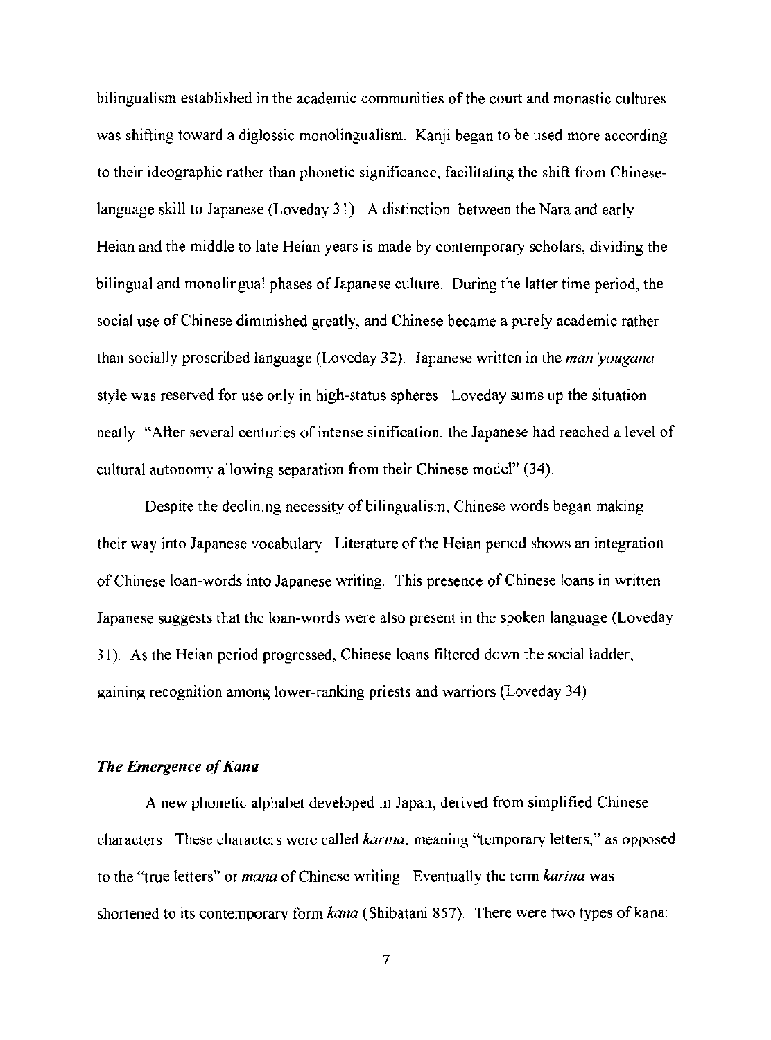bilingualism established in the academic communities of the court and monastic cultures was shifting toward a diglossic monolingualism. Kanji began to be used more according to their ideographic rather than phonetic significance, facilitating the shift from Chinese-language skill to Japanese (Loveday 31). A distinction between the Nara and early Heian and the middle to late Heian years is made by contemporary scholars, dividing the bilingual and monolingual phases of Japanese culture. During the latter time period, the social use of Chinese diminished greatly, and Chinese became a purely academic rather than socially proscribed language (Loveday 32). Japanese written in the *man'yougana* style was reserved for use only in high-status spheres. Loveday sums up the situation neatly: "After several centuries of intense sinification, the Japanese had reached a level of cultural autonomy allowing separation from their Chinese model" (34).

Despite the declining necessity of bilingualism, Chinese words began making their way into Japanese vocabulary. Literature of the Heian period shows an integration of Chinese loan-words into Japanese writing. This presence of Chinese loans in written Japanese suggests that the loan-words were also present in the spoken language (Loveday 31). As the Heian period progressed, Chinese loans filtered down the social ladder, gaining recognition among lower-ranking priests and warriors (Loveday 34).

### *The Emergence of Kana*

A new phonetic alphabet developed in Japan, derived from simplified Chinese characters. These characters were called *karina*, meaning "temporary letters," as opposed to the "true letters" or *mana* of Chinese writing. Eventually the term *karina* was shortened to its contemporary form *kana* (Shibatani 857). There were two types of kana: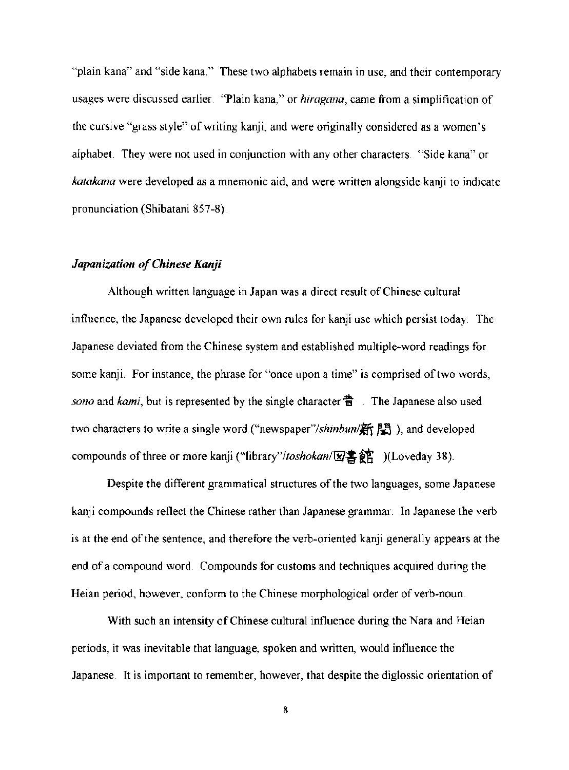"plain kana" and "side kana." These two alphabets remain in use, and their contemporary usages were discussed earlier. "Plain kana," or *hiragana*, came from a simplification of the cursive "grass style" of writing kanji, and were originally considered as a women's alphabet. They were not used in conjunction with any other characters. "Side kana" or *katakana* were developed as a mnemonic aid, and were written alongside kanji to indicate pronunciation (Shibatani 857-8).

### *Japanization of Chinese Kanji*

Although written language in Japan was a direct result of Chinese cultural influence, the Japanese developed their own rules for kanji use which persist today. The Japanese deviated from the Chinese system and established multiple-word readings for some kanji. For instance, the phrase for "once upon a time" is comprised of two words, *sono* and *kami*, but is represented by the single character 昔 . The Japanese also used two characters to write a single word ("newspaper"/*shinbun*/新聞 ), and developed compounds of three or more kanji ("library"/*toshokan*/図書館 )(Loveday 38).

Despite the different grammatical structures of the two languages, some Japanese kanji compounds reflect the Chinese rather than Japanese grammar. In Japanese the verb is at the end of the sentence, and therefore the verb-oriented kanji generally appears at the end of a compound word. Compounds for customs and techniques acquired during the Heian period, however, conform to the Chinese morphological order of verb-noun.

With such an intensity of Chinese cultural influence during the Nara and Heian periods, it was inevitable that language, spoken and written, would influence the Japanese. It is important to remember, however, that despite the diglossic orientation of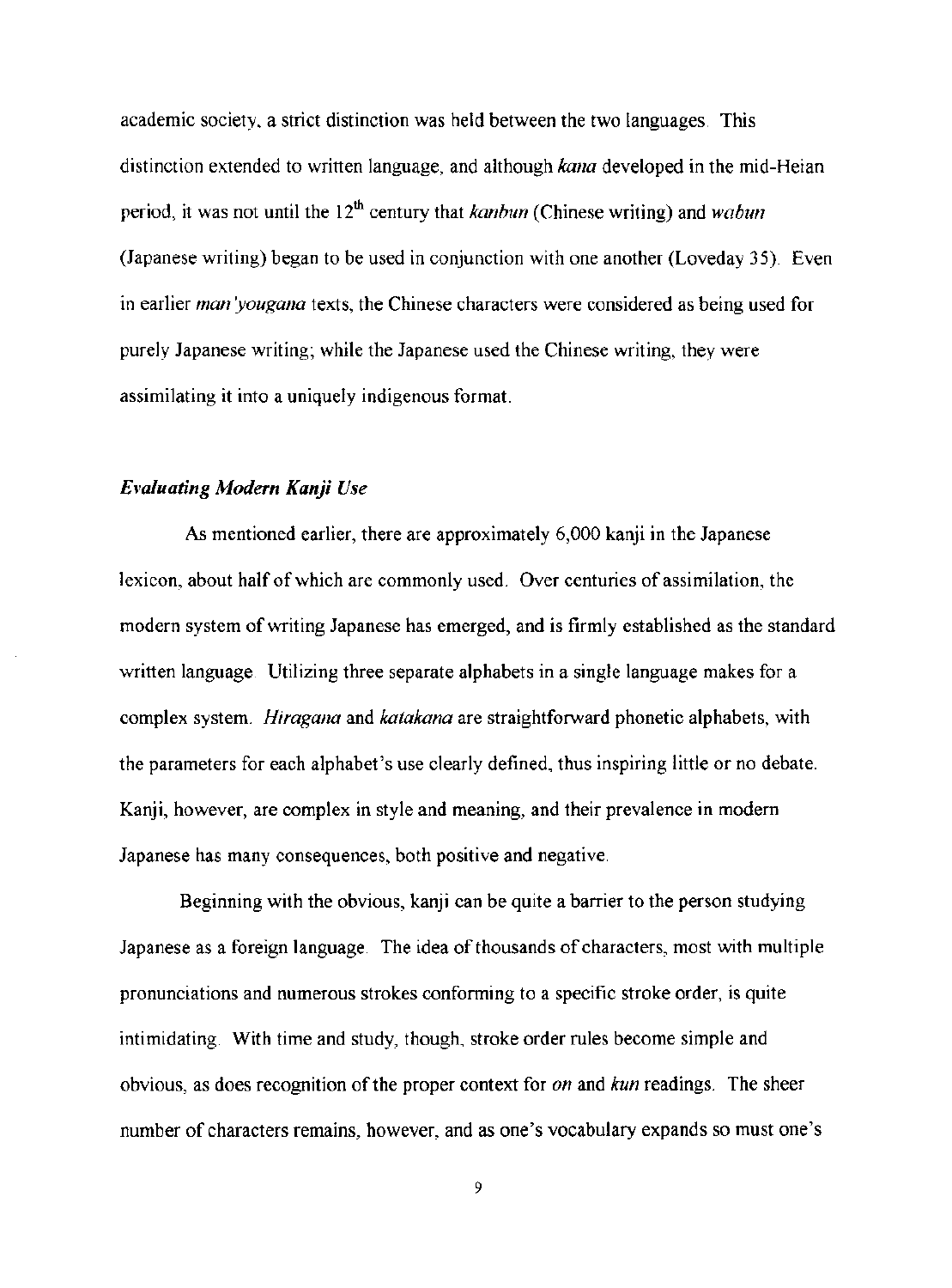academic society, a strict distinction was held between the two languages. This distinction extended to written language, and although *kana* developed in the mid-Heian period, it was not until the 12th century that *kanbun* (Chinese writing) and *wabun* (Japanese writing) began to be used in conjunction with one another (Loveday 35). Even in earlier *man'yougana* texts, the Chinese characters were considered as being used for purely Japanese writing; while the Japanese used the Chinese writing, they were assimilating it into a uniquely indigenous format.

### *Evaluating Modern Kanji Use*

As mentioned earlier, there are approximately 6,000 kanji in the Japanese lexicon, about half of which are commonly used. Over centuries of assimilation, the modern system of writing Japanese has emerged, and is firmly established as the standard written language. Utilizing three separate alphabets in a single language makes for a complex system. *Hiragana* and *katakana* are straightforward phonetic alphabets, with the parameters for each alphabet's use clearly defined, thus inspiring little or no debate. Kanji, however, are complex in style and meaning, and their prevalence in modern Japanese has many consequences, both positive and negative.

Beginning with the obvious, kanji can be quite a barrier to the person studying Japanese as a foreign language. The idea of thousands of characters, most with multiple pronunciations and numerous strokes conforming to a specific stroke order, is quite intimidating. With time and study, though, stroke order rules become simple and obvious, as does recognition of the proper context for *on* and *kun* readings. The sheer number of characters remains, however, and as one's vocabulary expands so must one's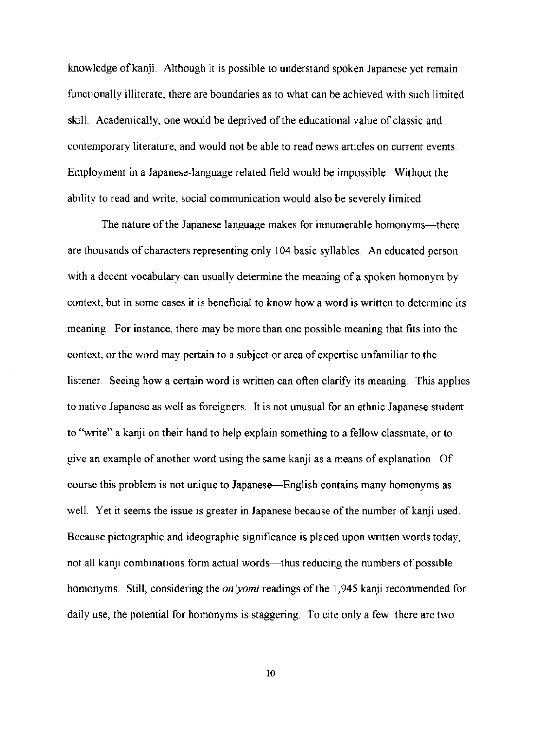knowledge of kanji. Although it is possible to understand spoken Japanese yet remain functionally illiterate, there are boundaries as to what can be achieved with such limited skill. Academically, one would be deprived of the educational value of classic and contemporary literature, and would not be able to read news articles on current events. Employment in a Japanese-language related field would be impossible. Without the ability to read and write, social communication would also be severely limited.

The nature of the Japanese language makes for innumerable homonyms—there are thousands of characters representing only 104 basic syllables. An educated person with a decent vocabulary can usually determine the meaning of a spoken homonym by context, but in some cases it is beneficial to know how a word is written to determine its meaning. For instance, there may be more than one possible meaning that fits into the context, or the word may pertain to a subject or area of expertise unfamiliar to the listener. Seeing how a certain word is written can often clarify its meaning. This applies to native Japanese as well as foreigners. It is not unusual for an ethnic Japanese student to "write" a kanji on their hand to help explain something to a fellow classmate, or to give an example of another word using the same kanji as a means of explanation. Of course this problem is not unique to Japanese—English contains many homonyms as well. Yet it seems the issue is greater in Japanese because of the number of kanji used. Because pictographic and ideographic significance is placed upon written words today, not all kanji combinations form actual words—thus reducing the numbers of possible homonyms. Still, considering the *on'yomi* readings of the 1,945 kanji recommended for daily use, the potential for homonyms is staggering. To cite only a few: there are two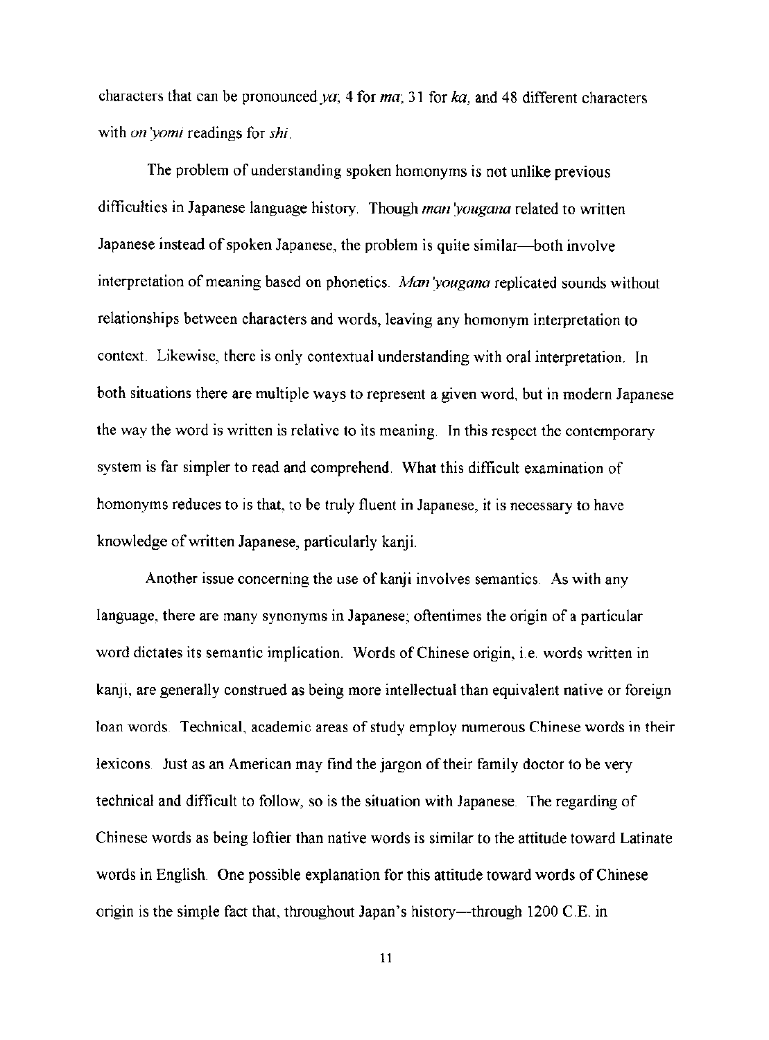characters that can be pronounced *ya*; 4 for *ma*; 31 for *ka*, and 48 different characters with *on'yomi* readings for *shi*.

The problem of understanding spoken homonyms is not unlike previous difficulties in Japanese language history. Though *man'yougana* related to written Japanese instead of spoken Japanese, the problem is quite similar—both involve interpretation of meaning based on phonetics. *Man'yougana* replicated sounds without relationships between characters and words, leaving any homonym interpretation to context. Likewise, there is only contextual understanding with oral interpretation. In both situations there are multiple ways to represent a given word, but in modern Japanese the way the word is written is relative to its meaning. In this respect the contemporary system is far simpler to read and comprehend. What this difficult examination of homonyms reduces to is that, to be truly fluent in Japanese, it is necessary to have knowledge of written Japanese, particularly kanji.

Another issue concerning the use of kanji involves semantics. As with any language, there are many synonyms in Japanese; oftentimes the origin of a particular word dictates its semantic implication. Words of Chinese origin, i.e. words written in kanji, are generally construed as being more intellectual than equivalent native or foreign loan words. Technical, academic areas of study employ numerous Chinese words in their lexicons. Just as an American may find the jargon of their family doctor to be very technical and difficult to follow, so is the situation with Japanese. The regarding of Chinese words as being loftier than native words is similar to the attitude toward Latinate words in English. One possible explanation for this attitude toward words of Chinese origin is the simple fact that, throughout Japan's history—through 1200 C.E. in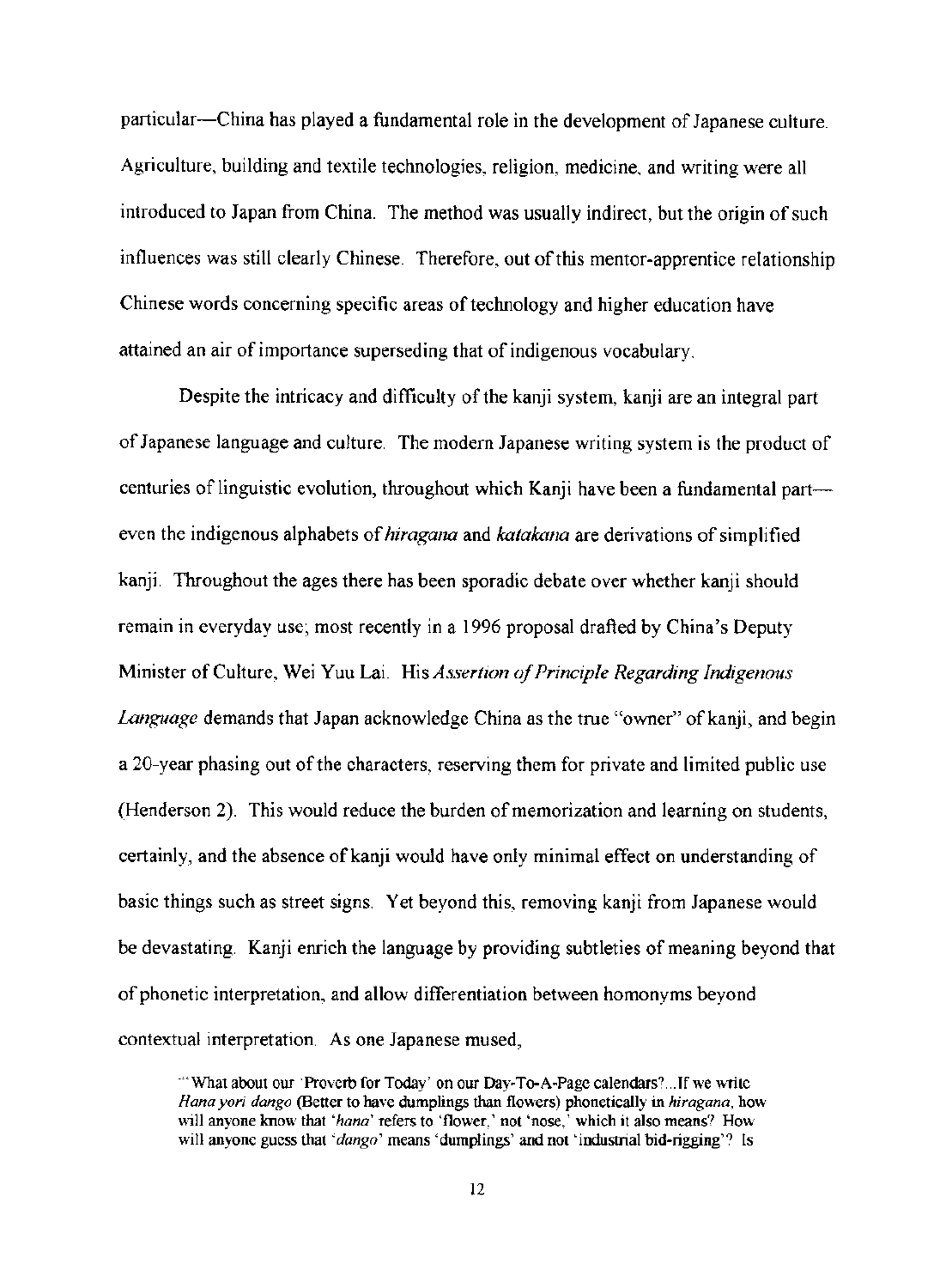particular—China has played a fundamental role in the development of Japanese culture. Agriculture, building and textile technologies, religion, medicine, and writing were all introduced to Japan from China. The method was usually indirect, but the origin of such influences was still clearly Chinese. Therefore, out of this mentor-apprentice relationship Chinese words concerning specific areas of technology and higher education have attained an air of importance superseding that of indigenous vocabulary.

Despite the intricacy and difficulty of the kanji system, kanji are an integral part of Japanese language and culture. The modern Japanese writing system is the product of centuries of linguistic evolution, throughout which Kanji have been a fundamental part—even the indigenous alphabets of *hiragana* and *katakana* are derivations of simplified kanji. Throughout the ages there has been sporadic debate over whether kanji should remain in everyday use; most recently in a 1996 proposal drafted by China's Deputy Minister of Culture, Wei Yuu Lai. His *Assertion of Principle Regarding Indigenous Language* demands that Japan acknowledge China as the true "owner" of kanji, and begin a 20-year phasing out of the characters, reserving them for private and limited public use (Henderson 2). This would reduce the burden of memorization and learning on students, certainly, and the absence of kanji would have only minimal effect on understanding of basic things such as street signs. Yet beyond this, removing kanji from Japanese would be devastating. Kanji enrich the language by providing subtleties of meaning beyond that of phonetic interpretation, and allow differentiation between homonyms beyond contextual interpretation. As one Japanese mused,

> "'What about our 'Proverb for Today' on our Day-To-A-Page calendars?...If we write *Hana yori dango* (Better to have dumplings than flowers) phonetically in *hiragana*, how will anyone know that '*hana*' refers to 'flower,' not 'nose,' which it also means? How will anyone guess that '*dango*' means 'dumplings' and not 'industrial bid-rigging'? Is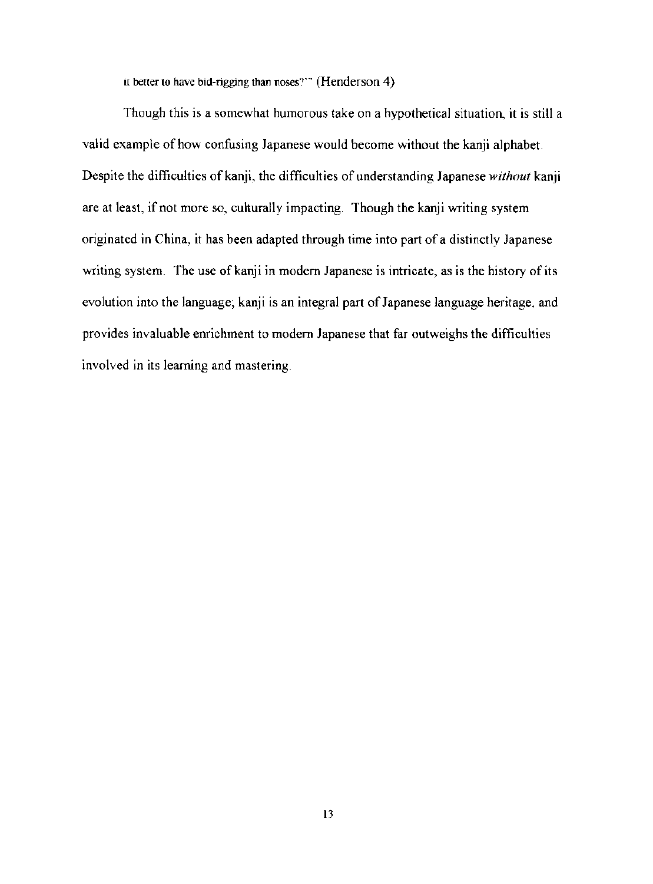it better to have bid-rigging than noses?'" (Henderson 4)

Though this is a somewhat humorous take on a hypothetical situation, it is still a valid example of how confusing Japanese would become without the kanji alphabet. Despite the difficulties of kanji, the difficulties of understanding Japanese *without* kanji are at least, if not more so, culturally impacting. Though the kanji writing system originated in China, it has been adapted through time into part of a distinctly Japanese writing system. The use of kanji in modern Japanese is intricate, as is the history of its evolution into the language; kanji is an integral part of Japanese language heritage, and provides invaluable enrichment to modern Japanese that far outweighs the difficulties involved in its learning and mastering.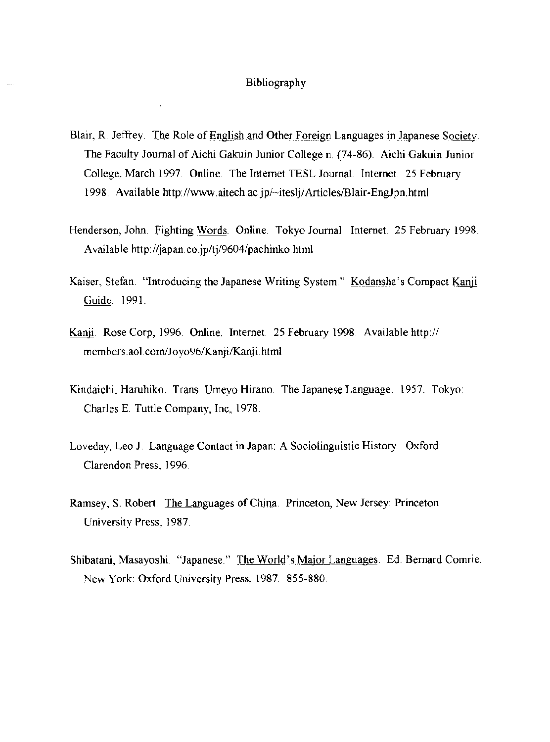# Bibliography

Blair, R. Jeffrey. The Role of English and Other Foreign Languages in Japanese Society. The Faculty Journal of Aichi Gakuin Junior College n. (74-86). Aichi Gakuin Junior College, March 1997. Online. The Internet TESL Journal. Internet. 25 February 1998. Available http://www.aitech.ac.jp/~iteslj/Articles/Blair-EngJpn.html

Henderson, John. Fighting Words. Online. Tokyo Journal. Internet. 25 February 1998. Available http://japan.co.jp/tj/9604/pachinko.html

Kaiser, Stefan. "Introducing the Japanese Writing System." Kodansha's Compact Kanji Guide. 1991.

Kanji. Rose Corp, 1996. Online. Internet. 25 February 1998. Available http:// members.aol.com/Joyo96/Kanji/Kanji.html

Kindaichi, Haruhiko. Trans. Umeyo Hirano. The Japanese Language. 1957. Tokyo: Charles E. Tuttle Company, Inc, 1978.

Loveday, Leo J. Language Contact in Japan: A Sociolinguistic History. Oxford: Clarendon Press, 1996.

Ramsey, S. Robert. The Languages of China. Princeton, New Jersey: Princeton University Press, 1987.

Shibatani, Masayoshi. "Japanese." The World's Major Languages. Ed. Bernard Comrie. New York: Oxford University Press, 1987. 855-880.